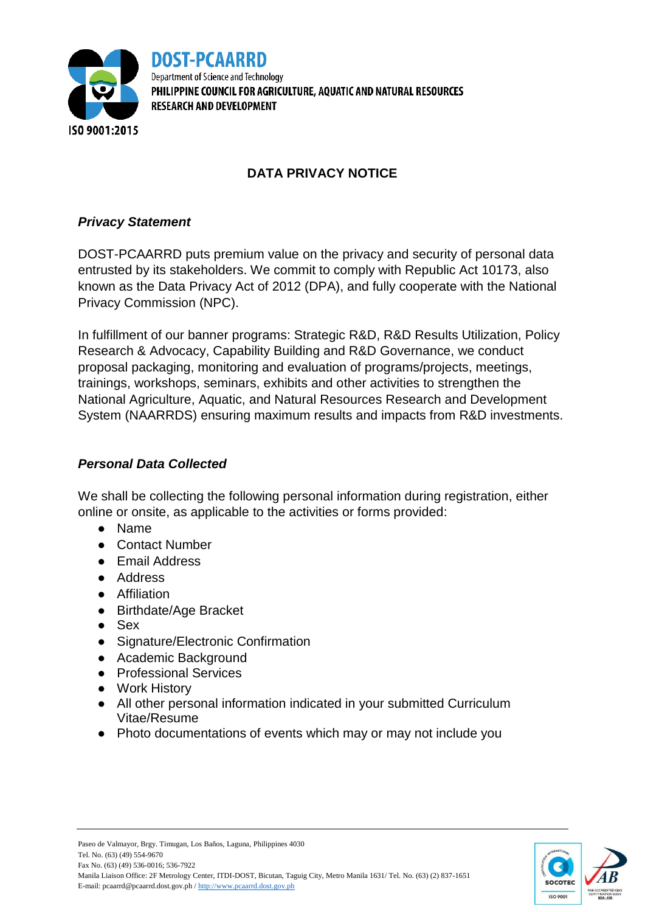DOST-PCAARRD
Department of Science and Technology
PHILIPPINE COUNCIL FOR AGRICULTURE, AQUATIC AND NATURAL RESOURCES RESEARCH AND DEVELOPMENT

ISO 9001:2015

# DATA PRIVACY NOTICE

## *Privacy Statement*

DOST-PCAARRD puts premium value on the privacy and security of personal data entrusted by its stakeholders. We commit to comply with Republic Act 10173, also known as the Data Privacy Act of 2012 (DPA), and fully cooperate with the National Privacy Commission (NPC).

In fulfillment of our banner programs: Strategic R&D, R&D Results Utilization, Policy Research & Advocacy, Capability Building and R&D Governance, we conduct proposal packaging, monitoring and evaluation of programs/projects, meetings, trainings, workshops, seminars, exhibits and other activities to strengthen the National Agriculture, Aquatic, and Natural Resources Research and Development System (NAARRDS) ensuring maximum results and impacts from R&D investments.

## *Personal Data Collected*

We shall be collecting the following personal information during registration, either online or onsite, as applicable to the activities or forms provided:

- Name
- Contact Number
- Email Address
- Address
- Affiliation
- Birthdate/Age Bracket
- Sex
- Signature/Electronic Confirmation
- Academic Background
- Professional Services
- Work History
- All other personal information indicated in your submitted Curriculum Vitae/Resume
- Photo documentations of events which may or may not include you

Paseo de Valmayor, Brgy. Timugan, Los Baños, Laguna, Philippines 4030
Tel. No. (63) (49) 554-9670
Fax No. (63) (49) 536-0016; 536-7922
Manila Liaison Office: 2F Metrology Center, ITDI-DOST, Bicutan, Taguig City, Metro Manila 1631/ Tel. No. (63) (2) 837-1651
E-mail: pcaarrd@pcaarrd.dost.gov.ph / http://www.pcaarrd.dost.gov.ph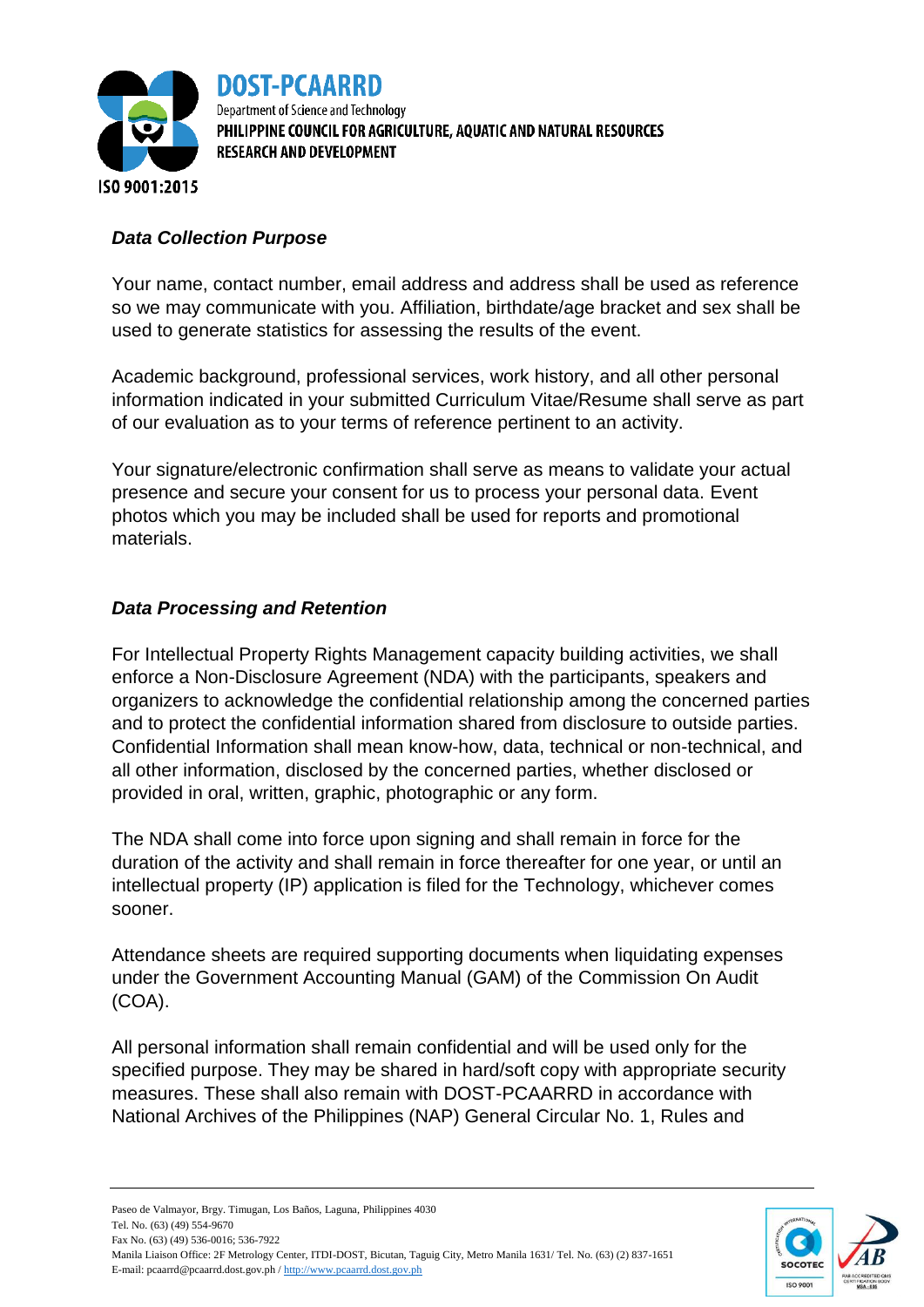***Data Collection Purpose***

Your name, contact number, email address and address shall be used as reference so we may communicate with you. Affiliation, birthdate/age bracket and sex shall be used to generate statistics for assessing the results of the event.

Academic background, professional services, work history, and all other personal information indicated in your submitted Curriculum Vitae/Resume shall serve as part of our evaluation as to your terms of reference pertinent to an activity.

Your signature/electronic confirmation shall serve as means to validate your actual presence and secure your consent for us to process your personal data. Event photos which you may be included shall be used for reports and promotional materials.

***Data Processing and Retention***

For Intellectual Property Rights Management capacity building activities, we shall enforce a Non-Disclosure Agreement (NDA) with the participants, speakers and organizers to acknowledge the confidential relationship among the concerned parties and to protect the confidential information shared from disclosure to outside parties. Confidential Information shall mean know-how, data, technical or non-technical, and all other information, disclosed by the concerned parties, whether disclosed or provided in oral, written, graphic, photographic or any form.

The NDA shall come into force upon signing and shall remain in force for the duration of the activity and shall remain in force thereafter for one year, or until an intellectual property (IP) application is filed for the Technology, whichever comes sooner.

Attendance sheets are required supporting documents when liquidating expenses under the Government Accounting Manual (GAM) of the Commission On Audit (COA).

All personal information shall remain confidential and will be used only for the specified purpose. They may be shared in hard/soft copy with appropriate security measures. These shall also remain with DOST-PCAARRD in accordance with National Archives of the Philippines (NAP) General Circular No. 1, Rules and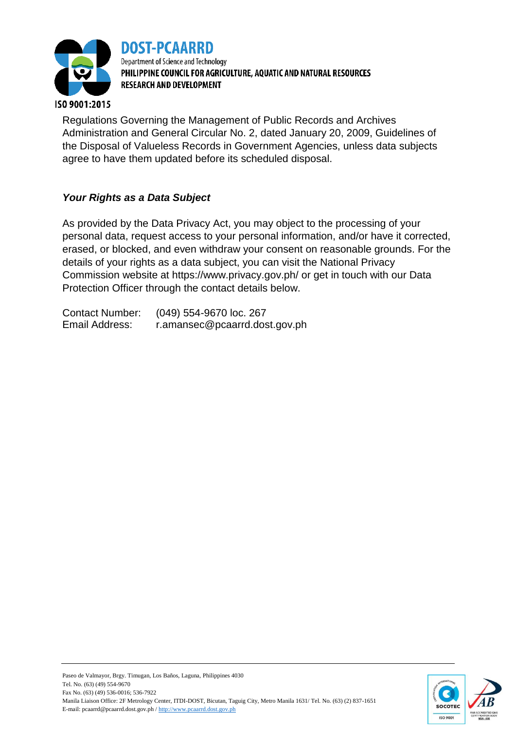Regulations Governing the Management of Public Records and Archives Administration and General Circular No. 2, dated January 20, 2009, Guidelines of the Disposal of Valueless Records in Government Agencies, unless data subjects agree to have them updated before its scheduled disposal.

### ***Your Rights as a Data Subject***

As provided by the Data Privacy Act, you may object to the processing of your personal data, request access to your personal information, and/or have it corrected, erased, or blocked, and even withdraw your consent on reasonable grounds. For the details of your rights as a data subject, you can visit the National Privacy Commission website at https://www.privacy.gov.ph/ or get in touch with our Data Protection Officer through the contact details below.

Contact Number: (049) 554-9670 loc. 267
Email Address: r.amansec@pcaarrd.dost.gov.ph